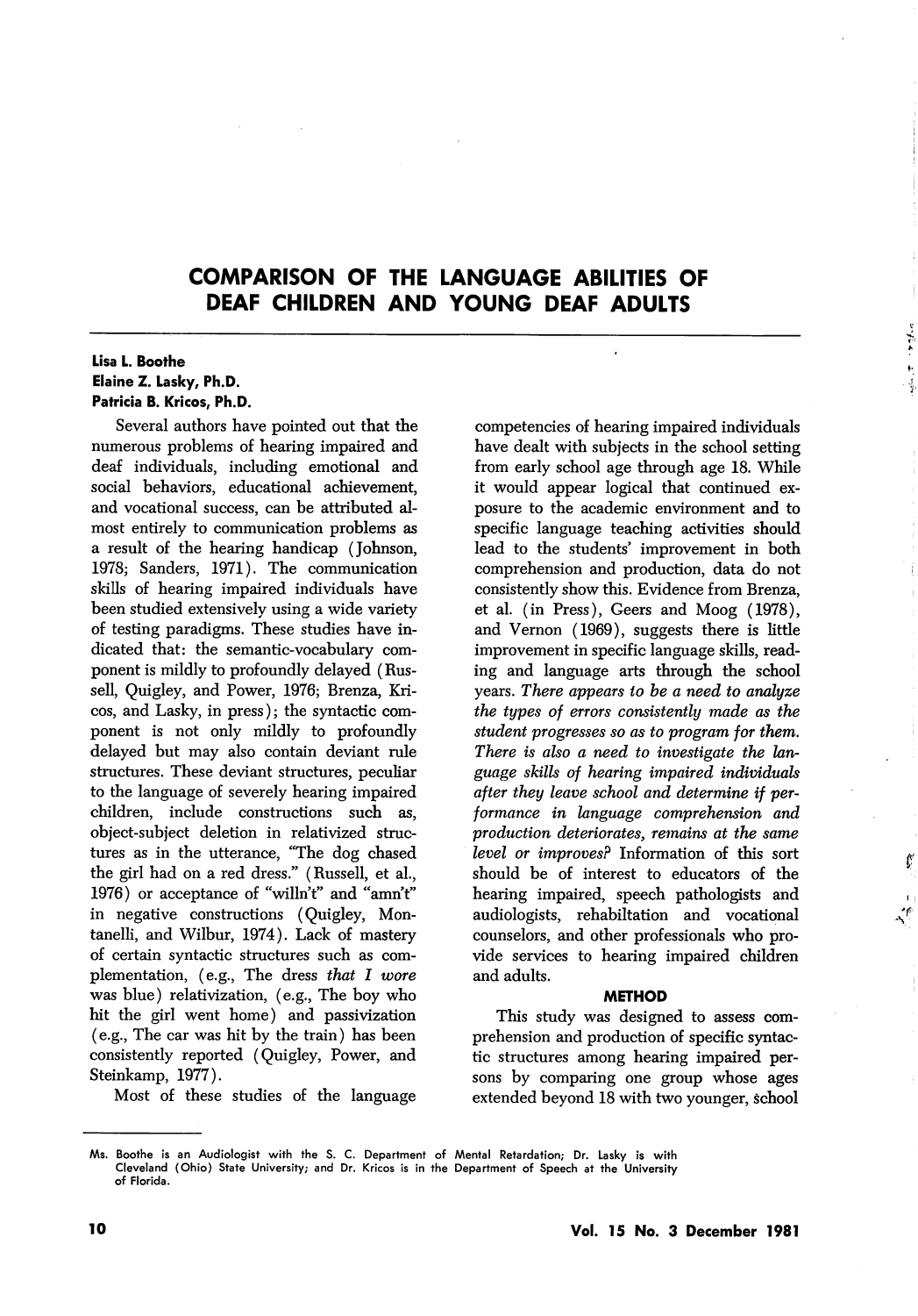# COMPARISON OF THE LANGUAGE ABILITIES OF DEAF CHILDREN AND YOUNG DEAF ADULTS

**Lisa L. Boothe**
**Elaine Z. Lasky, Ph.D.**
**Patricia B. Kricos, Ph.D.**

Several authors have pointed out that the numerous problems of hearing impaired and deaf individuals, including emotional and social behaviors, educational achievement, and vocational success, can be attributed almost entirely to communication problems as a result of the hearing handicap (Johnson, 1978; Sanders, 1971). The communication skills of hearing impaired individuals have been studied extensively using a wide variety of testing paradigms. These studies have indicated that: the semantic-vocabulary component is mildly to profoundly delayed (Russell, Quigley, and Power, 1976; Brenza, Kricos, and Lasky, in press); the syntactic component is not only mildly to profoundly delayed but may also contain deviant rule structures. These deviant structures, peculiar to the language of severely hearing impaired children, include constructions such as, object-subject deletion in relativized structures as in the utterance, "The dog chased the girl had on a red dress." (Russell, et al., 1976) or acceptance of "willn't" and "amn't" in negative constructions (Quigley, Montanelli, and Wilbur, 1974). Lack of mastery of certain syntactic structures such as complementation, (e.g., The dress *that I wore* was blue) relativization, (e.g., The boy who hit the girl went home) and passivization (e.g., The car was hit by the train) has been consistently reported (Quigley, Power, and Steinkamp, 1977).

Most of these studies of the language competencies of hearing impaired individuals have dealt with subjects in the school setting from early school age through age 18. While it would appear logical that continued exposure to the academic environment and to specific language teaching activities should lead to the students' improvement in both comprehension and production, data do not consistently show this. Evidence from Brenza, et al. (in Press), Geers and Moog (1978), and Vernon (1969), suggests there is little improvement in specific language skills, reading and language arts through the school years. *There appears to be a need to analyze the types of errors consistently made as the student progresses so as to program for them. There is also a need to investigate the language skills of hearing impaired individuals after they leave school and determine if performance in language comprehension and production deteriorates, remains at the same level or improves?* Information of this sort should be of interest to educators of the hearing impaired, speech pathologists and audiologists, rehabiltation and vocational counselors, and other professionals who provide services to hearing impaired children and adults.

## METHOD

This study was designed to assess comprehension and production of specific syntactic structures among hearing impaired persons by comparing one group whose ages extended beyond 18 with two younger, school

---

Ms. Boothe is an Audiologist with the S. C. Department of Mental Retardation; Dr. Lasky is with Cleveland (Ohio) State University; and Dr. Kricos is in the Department of Speech at the University of Florida.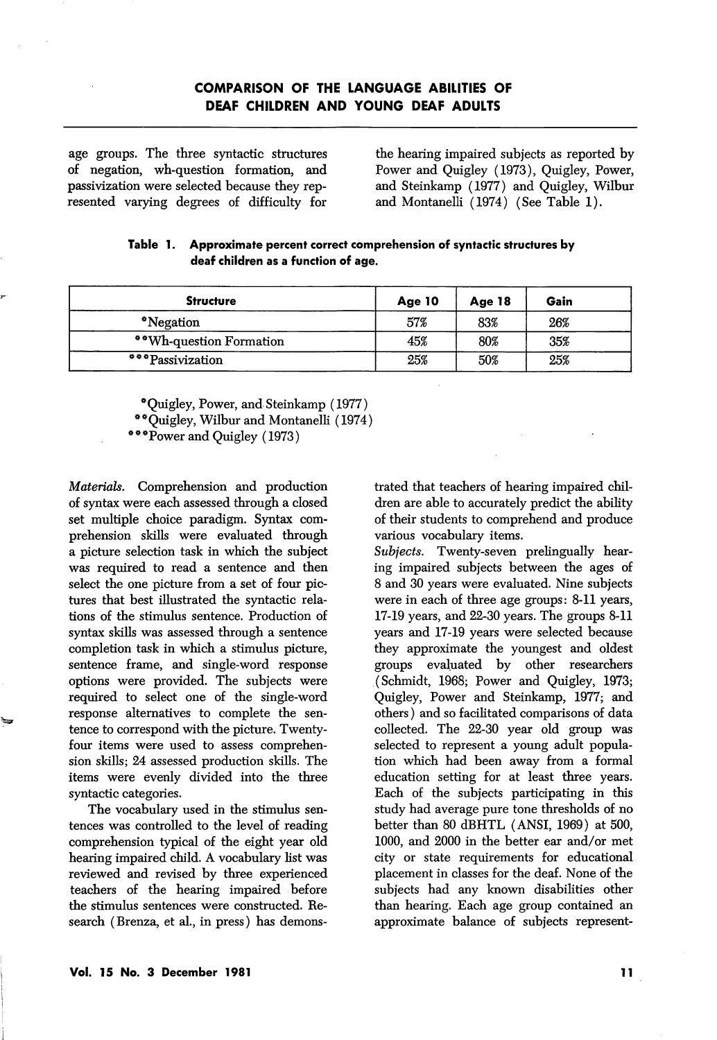age groups. The three syntactic structures of negation, wh-question formation, and passivization were selected because they represented varying degrees of difficulty for the hearing impaired subjects as reported by Power and Quigley (1973), Quigley, Power, and Steinkamp (1977) and Quigley, Wilbur and Montanelli (1974) (See Table 1).

**Table 1. Approximate percent correct comprehension of syntactic structures by deaf children as a function of age.**

| Structure | Age 10 | Age 18 | Gain |
|---|---|---|---|
| *Negation | 57% | 83% | 26% |
| **Wh-question Formation | 45% | 80% | 35% |
| ***Passivization | 25% | 50% | 25% |

*Quigley, Power, and Steinkamp (1977)
**Quigley, Wilbur and Montanelli (1974)
***Power and Quigley (1973)

*Materials.* Comprehension and production of syntax were each assessed through a closed set multiple choice paradigm. Syntax comprehension skills were evaluated through a picture selection task in which the subject was required to read a sentence and then select the one picture from a set of four pictures that best illustrated the syntactic relations of the stimulus sentence. Production of syntax skills was assessed through a sentence completion task in which a stimulus picture, sentence frame, and single-word response options were provided. The subjects were required to select one of the single-word response alternatives to complete the sentence to correspond with the picture. Twenty-four items were used to assess comprehension skills; 24 assessed production skills. The items were evenly divided into the three syntactic categories.

The vocabulary used in the stimulus sentences was controlled to the level of reading comprehension typical of the eight year old hearing impaired child. A vocabulary list was reviewed and revised by three experienced teachers of the hearing impaired before the stimulus sentences were constructed. Research (Brenza, et al., in press) has demonstrated that teachers of hearing impaired children are able to accurately predict the ability of their students to comprehend and produce various vocabulary items.

*Subjects.* Twenty-seven prelingually hearing impaired subjects between the ages of 8 and 30 years were evaluated. Nine subjects were in each of three age groups: 8-11 years, 17-19 years, and 22-30 years. The groups 8-11 years and 17-19 years were selected because they approximate the youngest and oldest groups evaluated by other researchers (Schmidt, 1968; Power and Quigley, 1973; Quigley, Power and Steinkamp, 1977; and others) and so facilitated comparisons of data collected. The 22-30 year old group was selected to represent a young adult population which had been away from a formal education setting for at least three years. Each of the subjects participating in this study had average pure tone thresholds of no better than 80 dBHTL (ANSI, 1969) at 500, 1000, and 2000 in the better ear and/or met city or state requirements for educational placement in classes for the deaf. None of the subjects had any known disabilities other than hearing. Each age group contained an approximate balance of subjects represent-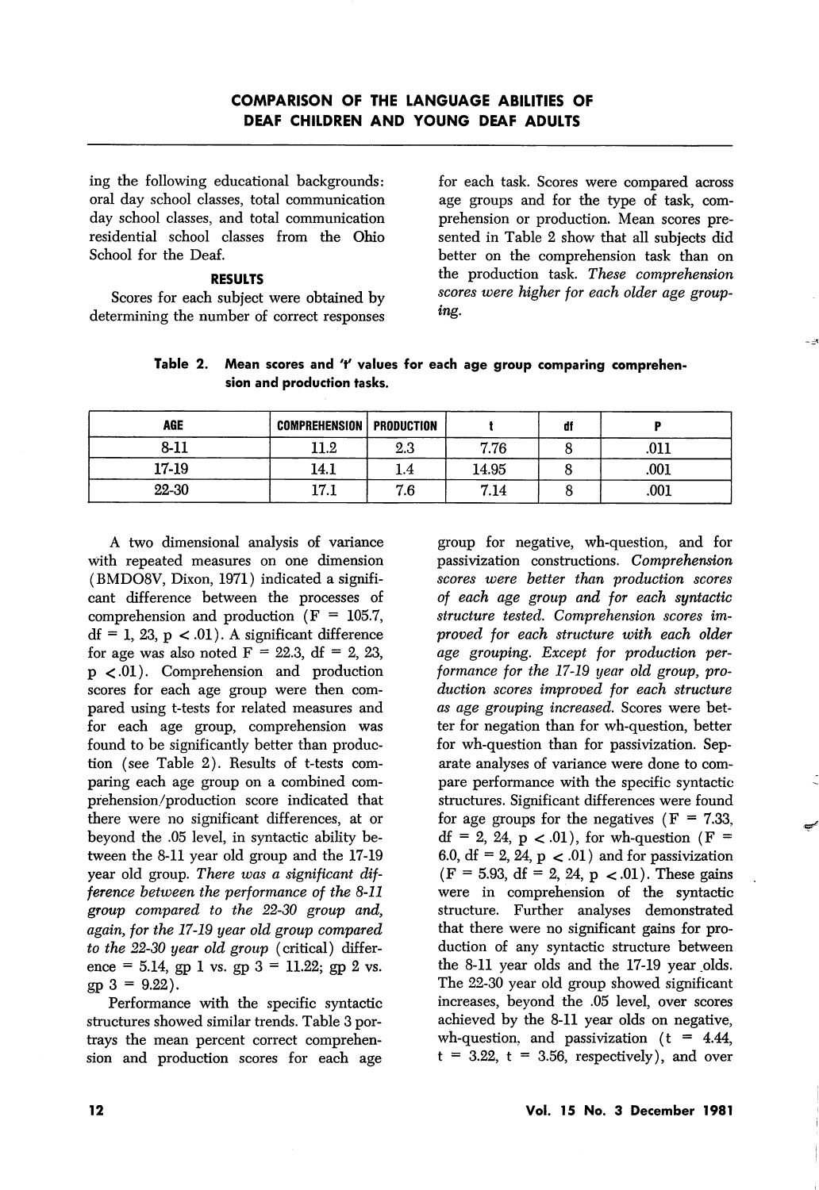ing the following educational backgrounds: oral day school classes, total communication day school classes, and total communication residential school classes from the Ohio School for the Deaf.

### RESULTS

Scores for each subject were obtained by determining the number of correct responses for each task. Scores were compared across age groups and for the type of task, comprehension or production. Mean scores presented in Table 2 show that all subjects did better on the comprehension task than on the production task. *These comprehension scores were higher for each older age grouping.*

**Table 2. Mean scores and 't' values for each age group comparing comprehension and production tasks.**

| AGE | COMPREHENSION | PRODUCTION | t | df | P |
|---|---|---|---|---|---|
| 8-11 | 11.2 | 2.3 | 7.76 | 8 | .011 |
| 17-19 | 14.1 | 1.4 | 14.95 | 8 | .001 |
| 22-30 | 17.1 | 7.6 | 7.14 | 8 | .001 |

A two dimensional analysis of variance with repeated measures on one dimension (BMDO8V, Dixon, 1971) indicated a significant difference between the processes of comprehension and production ($F = 105.7$, $df = 1, 23$, $p < .01$). A significant difference for age was also noted $F = 22.3$, $df = 2, 23$, $p < .01$). Comprehension and production scores for each age group were then compared using t-tests for related measures and for each age group, comprehension was found to be significantly better than production (see Table 2). Results of t-tests comparing each age group on a combined comprehension/production score indicated that there were no significant differences, at or beyond the .05 level, in syntactic ability between the 8-11 year old group and the 17-19 year old group. *There was a significant difference between the performance of the 8-11 group compared to the 22-30 group and, again, for the 17-19 year old group compared to the 22-30 year old group* (critical) difference = 5.14, gp 1 vs. gp 3 = 11.22; gp 2 vs. gp 3 = 9.22).

Performance with the specific syntactic structures showed similar trends. Table 3 portrays the mean percent correct comprehension and production scores for each age group for negative, wh-question, and for passivization constructions. *Comprehension scores were better than production scores of each age group and for each syntactic structure tested. Comprehension scores improved for each structure with each older age grouping. Except for production performance for the 17-19 year old group, production scores improved for each structure as age grouping increased.* Scores were better for negation than for wh-question, better for wh-question than for passivization. Separate analyses of variance were done to compare performance with the specific syntactic structures. Significant differences were found for age groups for the negatives ($F = 7.33$, $df = 2, 24$, $p < .01$), for wh-question ($F = 6.0$, $df = 2, 24$, $p < .01$) and for passivization ($F = 5.93$, $df = 2, 24$, $p < .01$). These gains were in comprehension of the syntactic structure. Further analyses demonstrated that there were no significant gains for production of any syntactic structure between the 8-11 year olds and the 17-19 year olds. The 22-30 year old group showed significant increases, beyond the .05 level, over scores achieved by the 8-11 year olds on negative, wh-question, and passivization ($t = 4.44$, $t = 3.22$, $t = 3.56$, respectively), and over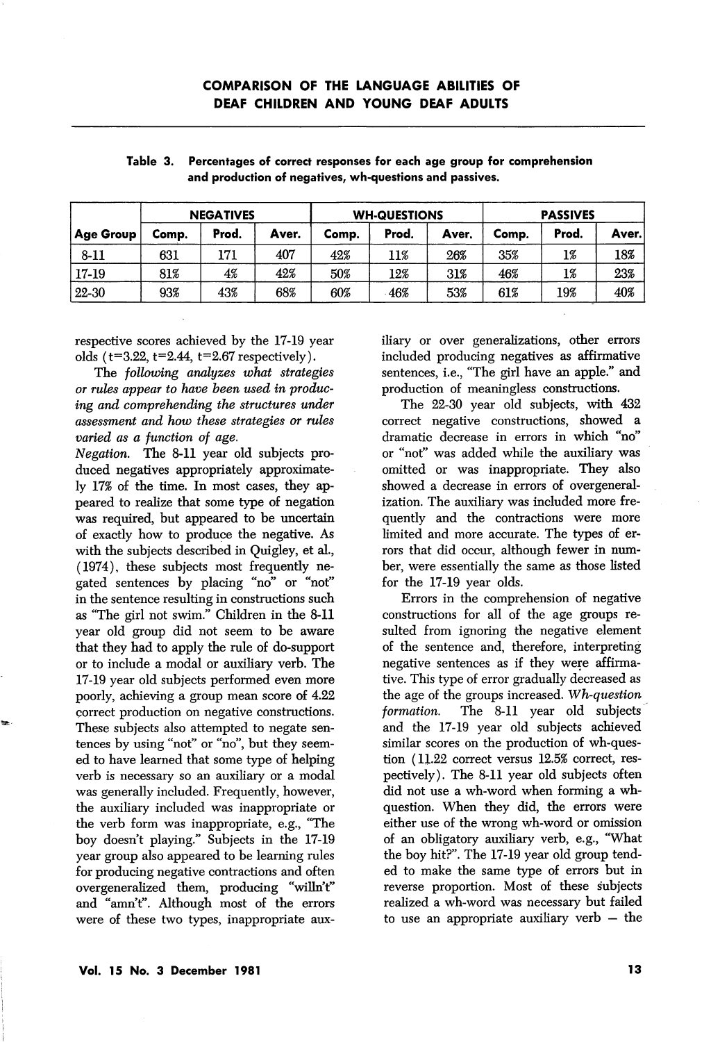**Table 3. Percentages of correct responses for each age group for comprehension and production of negatives, wh-questions and passives.**

| | NEGATIVES | | | WH-QUESTIONS | | | PASSIVES | | |
|---|---|---|---|---|---|---|---|---|---|
| Age Group | Comp. | Prod. | Aver. | Comp. | Prod. | Aver. | Comp. | Prod. | Aver. |
| 8-11 | 631 | 171 | 407 | 42% | 11% | 26% | 35% | 1% | 18% |
| 17-19 | 81% | 4% | 42% | 50% | 12% | 31% | 46% | 1% | 23% |
| 22-30 | 93% | 43% | 68% | 60% | 46% | 53% | 61% | 19% | 40% |

respective scores achieved by the 17-19 year olds ($t=3.22$, $t=2.44$, $t=2.67$ respectively).

*The following analyzes what strategies or rules appear to have been used in producing and comprehending the structures under assessment and how these strategies or rules varied as a function of age.*

*Negation.* The 8-11 year old subjects produced negatives appropriately approximately 17% of the time. In most cases, they appeared to realize that some type of negation was required, but appeared to be uncertain of exactly how to produce the negative. As with the subjects described in Quigley, et al., (1974), these subjects most frequently negated sentences by placing "no" or "not" in the sentence resulting in constructions such as "The girl not swim." Children in the 8-11 year old group did not seem to be aware that they had to apply the rule of do-support or to include a modal or auxiliary verb. The 17-19 year old subjects performed even more poorly, achieving a group mean score of 4.22 correct production on negative constructions. These subjects also attempted to negate sentences by using "not" or "no", but they seemed to have learned that some type of helping verb is necessary so an auxiliary or a modal was generally included. Frequently, however, the auxiliary included was inappropriate or the verb form was inappropriate, e.g., "The boy doesn't playing." Subjects in the 17-19 year group also appeared to be learning rules for producing negative contractions and often overgeneralized them, producing "willn't" and "amn't". Although most of the errors were of these two types, inappropriate auxiliary or over generalizations, other errors included producing negatives as affirmative sentences, i.e., "The girl have an apple." and production of meaningless constructions.

The 22-30 year old subjects, with 432 correct negative constructions, showed a dramatic decrease in errors in which "no" or "not" was added while the auxiliary was omitted or was inappropriate. They also showed a decrease in errors of overgeneralization. The auxiliary was included more frequently and the contractions were more limited and more accurate. The types of errors that did occur, although fewer in number, were essentially the same as those listed for the 17-19 year olds.

Errors in the comprehension of negative constructions for all of the age groups resulted from ignoring the negative element of the sentence and, therefore, interpreting negative sentences as if they were affirmative. This type of error gradually decreased as the age of the groups increased. *Wh-question formation.* The 8-11 year old subjects and the 17-19 year old subjects achieved similar scores on the production of wh-question (11.22 correct versus 12.5% correct, respectively). The 8-11 year old subjects often did not use a wh-word when forming a wh-question. When they did, the errors were either use of the wrong wh-word or omission of an obligatory auxiliary verb, e.g., "What the boy hit?". The 17-19 year old group tended to make the same type of errors but in reverse proportion. Most of these subjects realized a wh-word was necessary but failed to use an appropriate auxiliary verb — the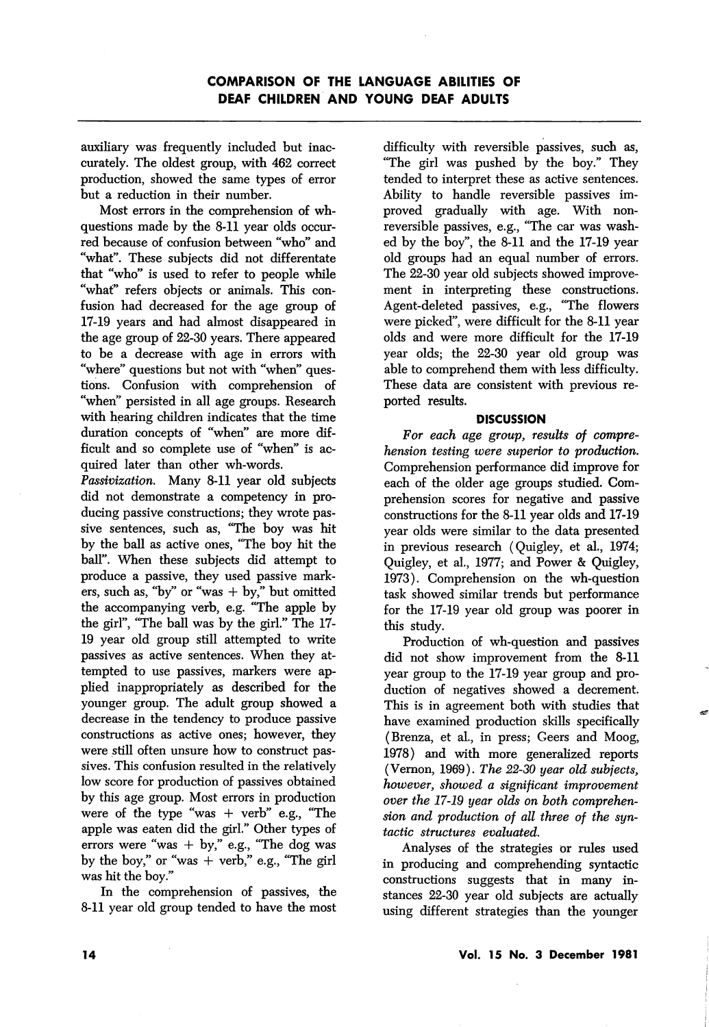auxiliary was frequently included but inaccurately. The oldest group, with 462 correct production, showed the same types of error but a reduction in their number.

Most errors in the comprehension of wh-questions made by the 8-11 year olds occurred because of confusion between "who" and "what". These subjects did not differentate that "who" is used to refer to people while "what" refers objects or animals. This confusion had decreased for the age group of 17-19 years and had almost disappeared in the age group of 22-30 years. There appeared to be a decrease with age in errors with "where" questions but not with "when" questions. Confusion with comprehension of "when" persisted in all age groups. Research with hearing children indicates that the time duration concepts of "when" are more difficult and so complete use of "when" is acquired later than other wh-words.

*Passivization.* Many 8-11 year old subjects did not demonstrate a competency in producing passive constructions; they wrote passive sentences, such as, "The boy was hit by the ball" as active ones, "The boy hit the ball". When these subjects did attempt to produce a passive, they used passive markers, such as, "by" or "was + by," but omitted the accompanying verb, e.g. "The apple by the girl", "The ball was by the girl." The 17-19 year old group still attempted to write passives as active sentences. When they attempted to use passives, markers were applied inappropriately as described for the younger group. The adult group showed a decrease in the tendency to produce passive constructions as active ones; however, they were still often unsure how to construct passives. This confusion resulted in the relatively low score for production of passives obtained by this age group. Most errors in production were of the type "was + verb" e.g., "The apple was eaten did the girl." Other types of errors were "was + by," e.g., "The dog was by the boy," or "was + verb," e.g., "The girl was hit the boy."

In the comprehension of passives, the 8-11 year old group tended to have the most difficulty with reversible passives, such as, "The girl was pushed by the boy." They tended to interpret these as active sentences. Ability to handle reversible passives improved gradually with age. With non-reversible passives, e.g., "The car was washed by the boy", the 8-11 and the 17-19 year old groups had an equal number of errors. The 22-30 year old subjects showed improvement in interpreting these constructions. Agent-deleted passives, e.g., "The flowers were picked", were difficult for the 8-11 year olds and were more difficult for the 17-19 year olds; the 22-30 year old group was able to comprehend them with less difficulty. These data are consistent with previous reported results.

## DISCUSSION

*For each age group, results of comprehension testing were superior to production.* Comprehension performance did improve for each of the older age groups studied. Comprehension scores for negative and passive constructions for the 8-11 year olds and 17-19 year olds were similar to the data presented in previous research (Quigley, et al., 1974; Quigley, et al., 1977; and Power & Quigley, 1973). Comprehension on the wh-question task showed similar trends but performance for the 17-19 year old group was poorer in this study.

Production of wh-question and passives did not show improvement from the 8-11 year group to the 17-19 year group and production of negatives showed a decrement. This is in agreement both with studies that have examined production skills specifically (Brenza, et al., in press; Geers and Moog, 1978) and with more generalized reports (Vernon, 1969). *The 22-30 year old subjects, however, showed a significant improvement over the 17-19 year olds on both comprehension and production of all three of the syntactic structures evaluated.*

Analyses of the strategies or rules used in producing and comprehending syntactic constructions suggests that in many instances 22-30 year old subjects are actually using different strategies than the younger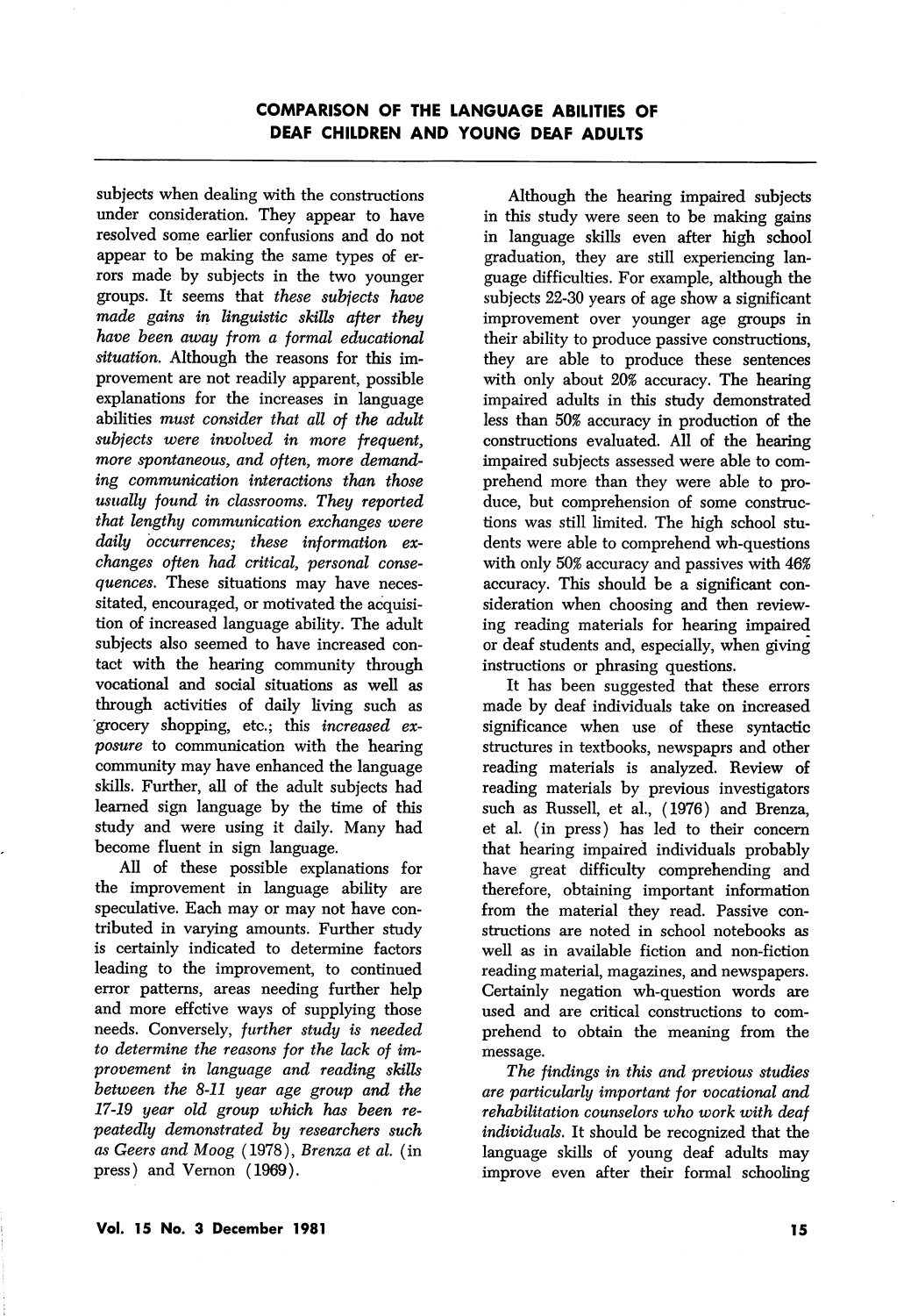subjects when dealing with the constructions under consideration. They appear to have resolved some earlier confusions and do not appear to be making the same types of errors made by subjects in the two younger groups. It seems that *these subjects have made gains in linguistic skills after they have been away from a formal educational situation.* Although the reasons for this improvement are not readily apparent, possible explanations for the increases in language abilities *must consider that all of the adult subjects were involved in more frequent, more spontaneous, and often, more demanding communication interactions than those usually found in classrooms. They reported that lengthy communication exchanges were daily occurrences; these information exchanges often had critical, personal consequences.* These situations may have necessitated, encouraged, or motivated the acquisition of increased language ability. The adult subjects also seemed to have increased contact with the hearing community through vocational and social situations as well as through activities of daily living such as grocery shopping, etc.; this *increased exposure* to communication with the hearing community may have enhanced the language skills. Further, all of the adult subjects had learned sign language by the time of this study and were using it daily. Many had become fluent in sign language.

All of these possible explanations for the improvement in language ability are speculative. Each may or may not have contributed in varying amounts. Further study is certainly indicated to determine factors leading to the improvement, to continued error patterns, areas needing further help and more effctive ways of supplying those needs. Conversely, *further study is needed to determine the reasons for the lack of improvement in language and reading skills between the 8-11 year age group and the 17-19 year old group which has been repeatedly demonstrated by researchers such as Geers and Moog* (1978), *Brenza et al.* (in press) and Vernon (1969).

Although the hearing impaired subjects in this study were seen to be making gains in language skills even after high school graduation, they are still experiencing language difficulties. For example, although the subjects 22-30 years of age show a significant improvement over younger age groups in their ability to produce passive constructions, they are able to produce these sentences with only about 20% accuracy. The hearing impaired adults in this study demonstrated less than 50% accuracy in production of the constructions evaluated. All of the hearing impaired subjects assessed were able to comprehend more than they were able to produce, but comprehension of some constructions was still limited. The high school students were able to comprehend wh-questions with only 50% accuracy and passives with 46% accuracy. This should be a significant consideration when choosing and then reviewing reading materials for hearing impaired or deaf students and, especially, when giving instructions or phrasing questions.

It has been suggested that these errors made by deaf individuals take on increased significance when use of these syntactic structures in textbooks, newspaprs and other reading materials is analyzed. Review of reading materials by previous investigators such as Russell, et al., (1976) and Brenza, et al. (in press) has led to their concern that hearing impaired individuals probably have great difficulty comprehending and therefore, obtaining important information from the material they read. Passive constructions are noted in school notebooks as well as in available fiction and non-fiction reading material, magazines, and newspapers. Certainly negation wh-question words are used and are critical constructions to comprehend to obtain the meaning from the message.

*The findings in this and previous studies are particularly important for vocational and rehabilitation counselors who work with deaf individuals.* It should be recognized that the language skills of young deaf adults may improve even after their formal schooling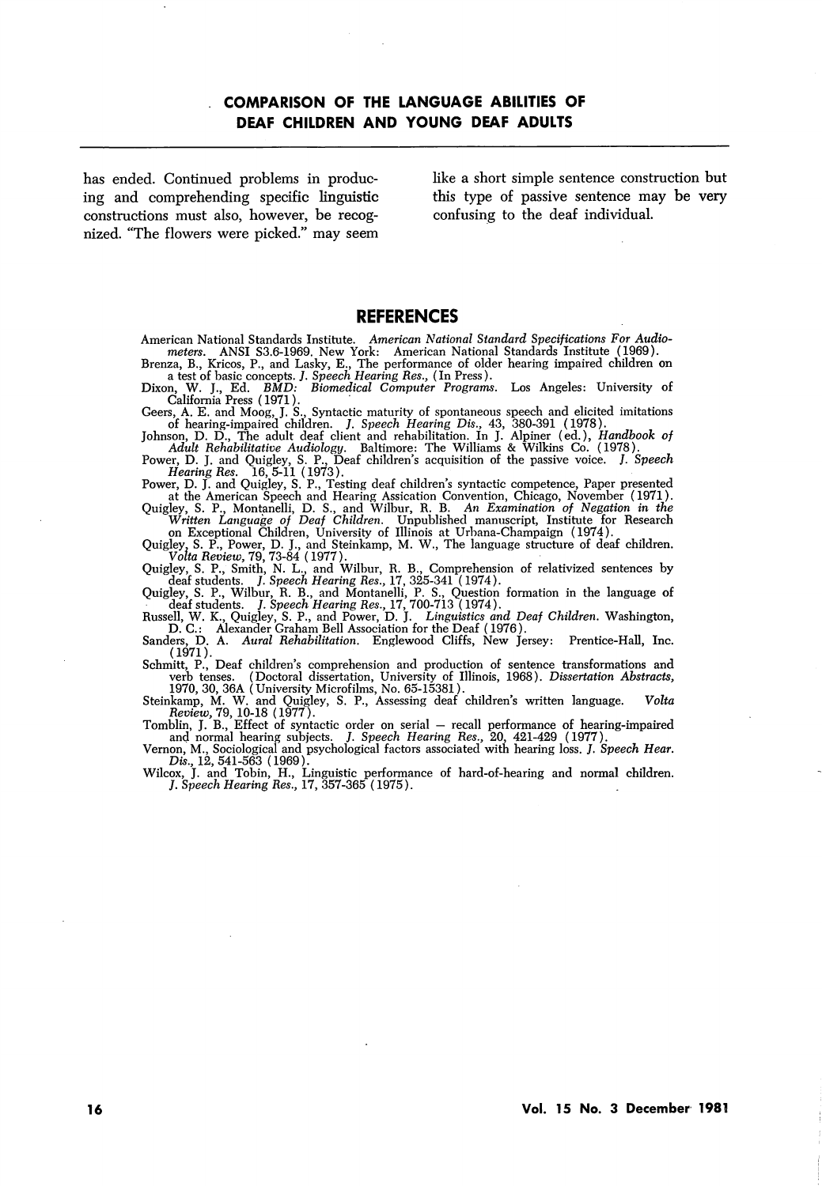has ended. Continued problems in producing and comprehending specific linguistic constructions must also, however, be recognized. "The flowers were picked." may seem like a short simple sentence construction but this type of passive sentence may be very confusing to the deaf individual.

## REFERENCES

American National Standards Institute. *American National Standard Specifications For Audiometers.* ANSI S3.6-1969. New York: American National Standards Institute (1969).

Brenza, B., Kricos, P., and Lasky, E., The performance of older hearing impaired children on a test of basic concepts. *J. Speech Hearing Res.,* (In Press).

Dixon, W. J., Ed. *BMD: Biomedical Computer Programs.* Los Angeles: University of California Press (1971).

Geers, A. E. and Moog, J. S., Syntactic maturity of spontaneous speech and elicited imitations of hearing-impaired children. *J. Speech Hearing Dis.,* 43, 380-391 (1978).

Johnson, D. D., The adult deaf client and rehabilitation. In J. Alpiner (ed.), *Handbook of Adult Rehabilitative Audiology.* Baltimore: The Williams & Wilkins Co. (1978).

Power, D. J. and Quigley, S. P., Deaf children's acquisition of the passive voice. *J. Speech Hearing Res.* 16, 5-11 (1973).

Power, D. J. and Quigley, S. P., Testing deaf children's syntactic competence, Paper presented at the American Speech and Hearing Assication Convention, Chicago, November (1971).

Quigley, S. P., Montanelli, D. S., and Wilbur, R. B. *An Examination of Negation in the Written Language of Deaf Children.* Unpublished manuscript, Institute for Research on Exceptional Children, University of Illinois at Urbana-Champaign (1974).

Quigley, S. P., Power, D. J., and Steinkamp, M. W., The language structure of deaf children. *Volta Review,* 79, 73-84 (1977).

Quigley, S. P., Smith, N. L., and Wilbur, R. B., Comprehension of relativized sentences by deaf students. *J. Speech Hearing Res.,* 17, 325-341 (1974).

Quigley, S. P., Wilbur, R. B., and Montanelli, P. S., Question formation in the language of deaf students. *J. Speech Hearing Res.,* 17, 700-713 (1974).

Russell, W. K., Quigley, S. P., and Power, D. J. *Linguistics and Deaf Children.* Washington, D. C.: Alexander Graham Bell Association for the Deaf (1976).

Sanders, D. A. *Aural Rehabilitation.* Englewood Cliffs, New Jersey: Prentice-Hall, Inc. (1971).

Schmitt, P., Deaf children's comprehension and production of sentence transformations and verb tenses. (Doctoral dissertation, University of Illinois, 1968). *Dissertation Abstracts,* 1970, 30, 36A (University Microfilms, No. 65-15381).

Steinkamp, M. W. and Quigley, S. P., Assessing deaf children's written language. *Volta Review,* 79, 10-18 (1977).

Tomblin, J. B., Effect of syntactic order on serial – recall performance of hearing-impaired and normal hearing subjects. *J. Speech Hearing Res.,* 20, 421-429 (1977).

Vernon, M., Sociological and psychological factors associated with hearing loss. *J. Speech Hear. Dis.,* 12, 541-563 (1969).

Wilcox, J. and Tobin, H., Linguistic performance of hard-of-hearing and normal children. *J. Speech Hearing Res.,* 17, 357-365 (1975).